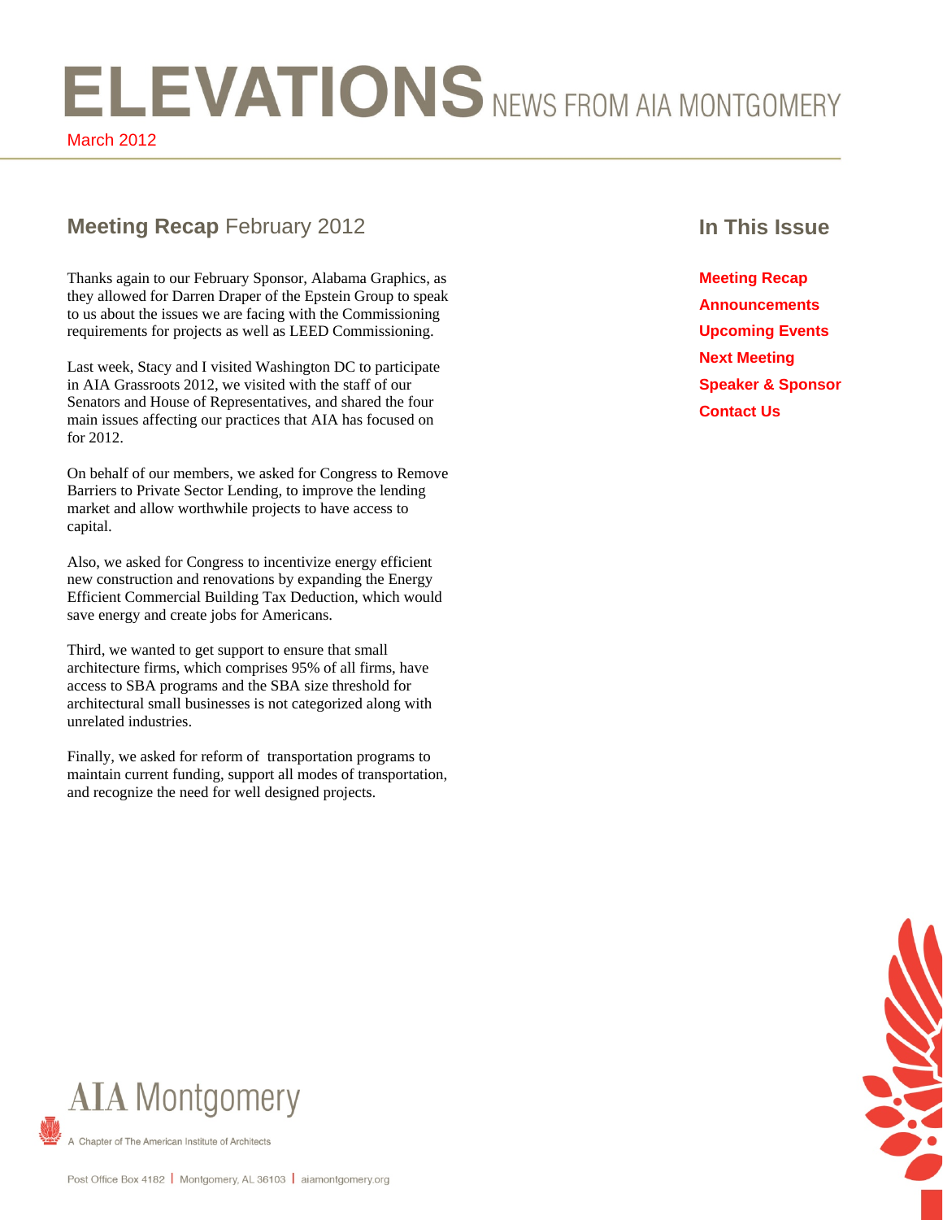# ELEVATIONS NEWS FROM AIA MONTGOMERY

March 2012

## Meeting Recap February 2012

Thanks again to our February Sponsor, Alabama Graphics, as they allowed for Darren Draper of the Epstein Group to speak to us about the issues we are facing with the Commissioning requirements for projects as well as LEED Commissioning.

Last week, Stacy and I visited Washington DC to participate in AIA Grassroots 2012, we visited with the staff of our Senators and House of Representatives, and shared the four main issues affecting our practices that AIA has focused on for 2012.

On behalf of our members, we asked for Congress to Remove Barriers to Private Sector Lending, to improve the lending market and allow worthwhile projects to have access to capital.

Also, we asked for Congress to incentivize energy efficient new construction and renovations by expanding the Energy Efficient Commercial Building Tax Deduction, which would save energy and create jobs for Americans.

Third, we wanted to get support to ensure that small architecture firms, which comprises 95% of all firms, have access to SBA programs and the SBA size threshold for architectural small businesses is not categorized along with unrelated industries.

Finally, we asked for reform of transportation programs to maintain current funding, support all modes of transportation, and recognize the need for well designed projects.

## In This Issue

**Meeting Recap**
**Announcements**
**Upcoming Events**
**Next Meeting**
**Speaker & Sponsor**
**Contact Us**

AIA Montgomery

A Chapter of The American Institute of Architects

Post Office Box 4182 | Montgomery, AL 36103 | aiamontgomery.org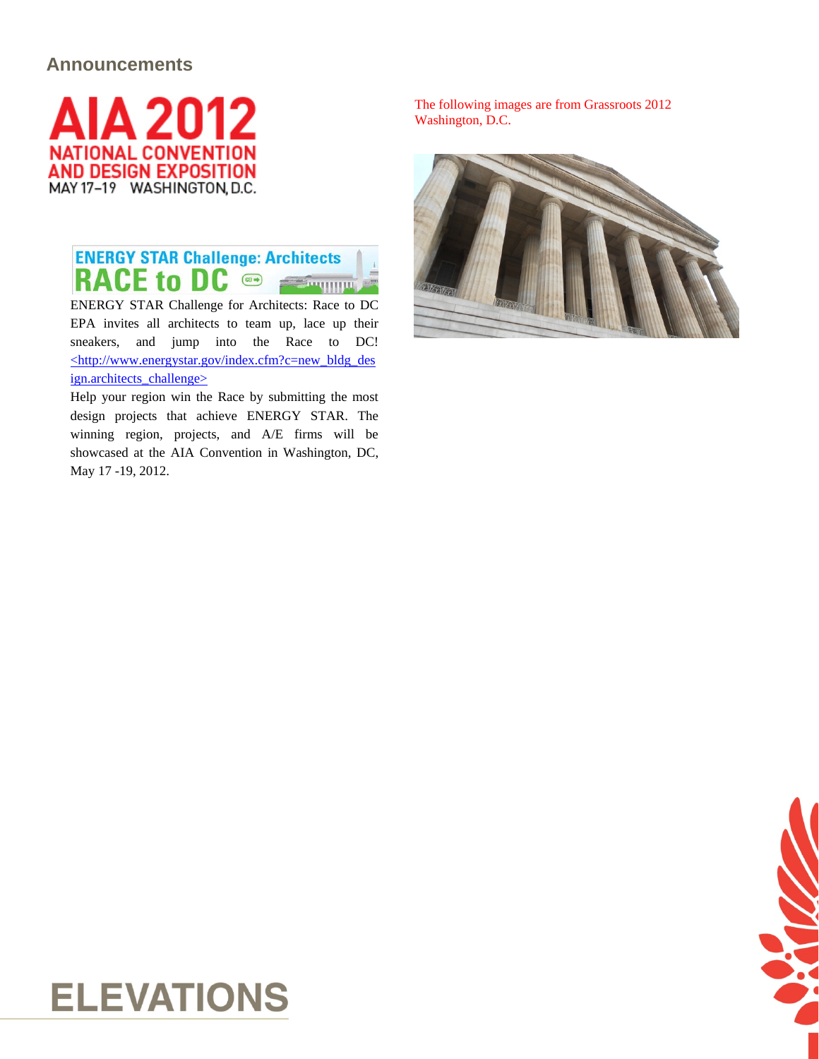## Announcements

AIA 2012
NATIONAL CONVENTION AND DESIGN EXPOSITION
MAY 17–19 WASHINGTON, D.C.

ENERGY STAR Challenge: Architects
RACE to DC

ENERGY STAR Challenge for Architects: Race to DC EPA invites all architects to team up, lace up their sneakers, and jump into the Race to DC! <http://www.energystar.gov/index.cfm?c=new_bldg_design.architects_challenge>

Help your region win the Race by submitting the most design projects that achieve ENERGY STAR. The winning region, projects, and A/E firms will be showcased at the AIA Convention in Washington, DC, May 17 -19, 2012.

The following images are from Grassroots 2012 Washington, D.C.

ELEVATIONS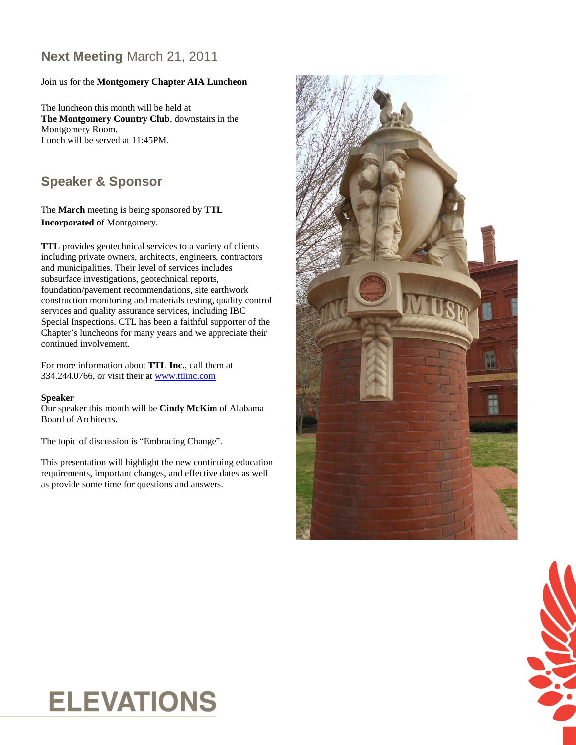## **Next Meeting** March 21, 2011

Join us for the **Montgomery Chapter AIA Luncheon**

The luncheon this month will be held at
**The Montgomery Country Club**, downstairs in the Montgomery Room.
Lunch will be served at 11:45PM.

## Speaker & Sponsor

The **March** meeting is being sponsored by **TTL Incorporated** of Montgomery.

**TTL** provides geotechnical services to a variety of clients including private owners, architects, engineers, contractors and municipalities. Their level of services includes subsurface investigations, geotechnical reports, foundation/pavement recommendations, site earthwork construction monitoring and materials testing, quality control services and quality assurance services, including IBC Special Inspections. CTL has been a faithful supporter of the Chapter's luncheons for many years and we appreciate their continued involvement.

For more information about **TTL Inc.**, call them at 334.244.0766, or visit their at www.ttlinc.com

**Speaker**
Our speaker this month will be **Cindy McKim** of Alabama Board of Architects.

The topic of discussion is "Embracing Change".

This presentation will highlight the new continuing education requirements, important changes, and effective dates as well as provide some time for questions and answers.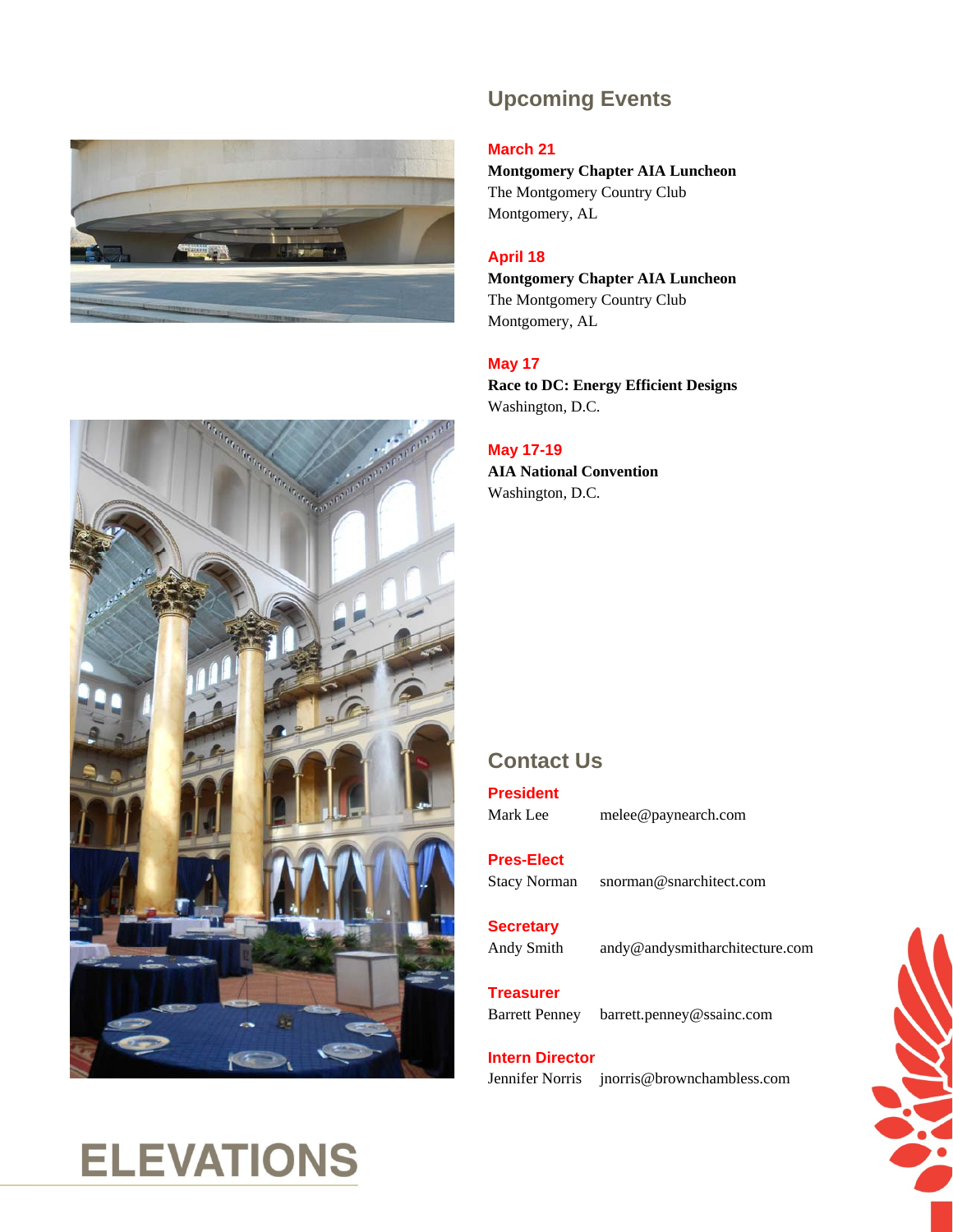## Upcoming Events

**March 21**
**Montgomery Chapter AIA Luncheon**
The Montgomery Country Club
Montgomery, AL

**April 18**
**Montgomery Chapter AIA Luncheon**
The Montgomery Country Club
Montgomery, AL

**May 17**
**Race to DC: Energy Efficient Designs**
Washington, D.C.

**May 17-19**
**AIA National Convention**
Washington, D.C.

## Contact Us

**President**
Mark Lee melee@paynearch.com

**Pres-Elect**
Stacy Norman snorman@snarchitect.com

**Secretary**
Andy Smith andy@andysmitharchitecture.com

**Treasurer**
Barrett Penney barrett.penney@ssainc.com

**Intern Director**
Jennifer Norris jnorris@brownchambless.com

# ELEVATIONS